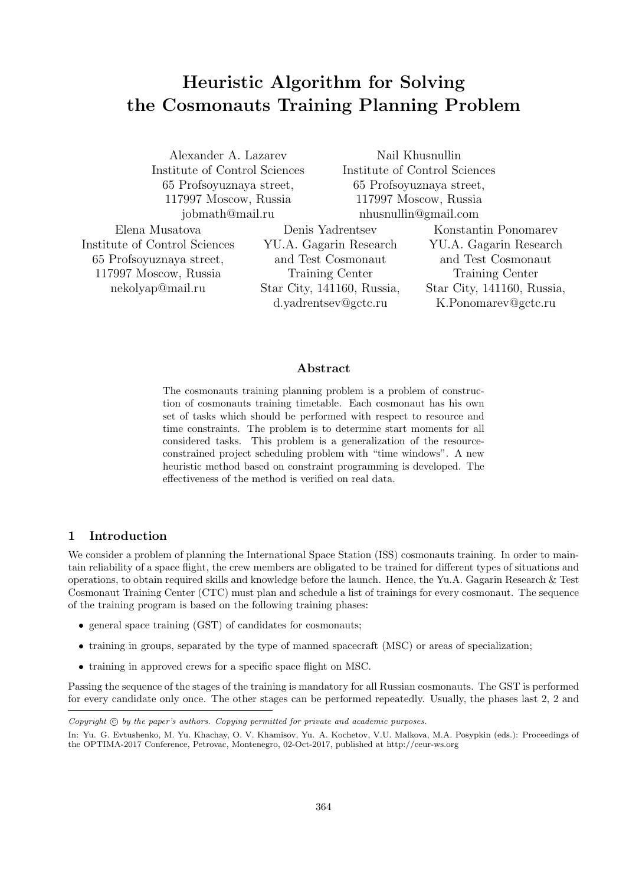# Heuristic Algorithm for Solving the Cosmonauts Training Planning Problem

Alexander A. Lazarev
Institute of Control Sciences
65 Profsoyuznaya street,
117997 Moscow, Russia
jobmath@mail.ru

Nail Khusnullin
Institute of Control Sciences
65 Profsoyuznaya street,
117997 Moscow, Russia
nhusnullin@gmail.com

Elena Musatova
Institute of Control Sciences
65 Profsoyuznaya street,
117997 Moscow, Russia
nekolyap@mail.ru

Denis Yadrentsev
YU.A. Gagarin Research and Test Cosmonaut Training Center
Star City, 141160, Russia,
d.yadrentsev@gctc.ru

Konstantin Ponomarev
YU.A. Gagarin Research and Test Cosmonaut Training Center
Star City, 141160, Russia,
K.Ponomarev@gctc.ru

## Abstract

The cosmonauts training planning problem is a problem of construction of cosmonauts training timetable. Each cosmonaut has his own set of tasks which should be performed with respect to resource and time constraints. The problem is to determine start moments for all considered tasks. This problem is a generalization of the resource-constrained project scheduling problem with "time windows". A new heuristic method based on constraint programming is developed. The effectiveness of the method is verified on real data.

## 1 Introduction

We consider a problem of planning the International Space Station (ISS) cosmonauts training. In order to maintain reliability of a space flight, the crew members are obligated to be trained for different types of situations and operations, to obtain required skills and knowledge before the launch. Hence, the Yu.A. Gagarin Research & Test Cosmonaut Training Center (CTC) must plan and schedule a list of trainings for every cosmonaut. The sequence of the training program is based on the following training phases:

- general space training (GST) of candidates for cosmonauts;
- training in groups, separated by the type of manned spacecraft (MSC) or areas of specialization;
- training in approved crews for a specific space flight on MSC.

Passing the sequence of the stages of the training is mandatory for all Russian cosmonauts. The GST is performed for every candidate only once. The other stages can be performed repeatedly. Usually, the phases last 2, 2 and

*Copyright © by the paper's authors. Copying permitted for private and academic purposes.*

In: Yu. G. Evtushenko, M. Yu. Khachay, O. V. Khamisov, Yu. A. Kochetov, V.U. Malkova, M.A. Posypkin (eds.): Proceedings of the OPTIMA-2017 Conference, Petrovac, Montenegro, 02-Oct-2017, published at http://ceur-ws.org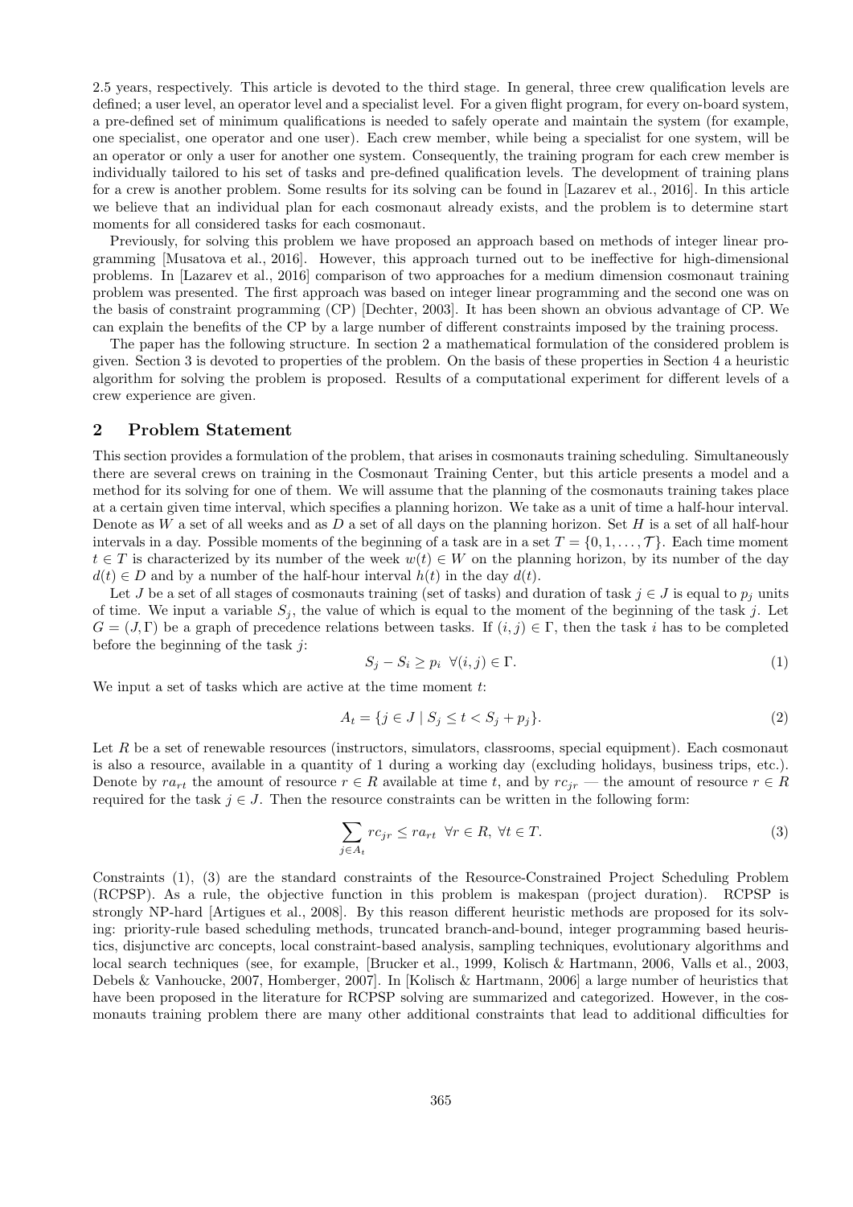2.5 years, respectively. This article is devoted to the third stage. In general, three crew qualification levels are defined; a user level, an operator level and a specialist level. For a given flight program, for every on-board system, a pre-defined set of minimum qualifications is needed to safely operate and maintain the system (for example, one specialist, one operator and one user). Each crew member, while being a specialist for one system, will be an operator or only a user for another one system. Consequently, the training program for each crew member is individually tailored to his set of tasks and pre-defined qualification levels. The development of training plans for a crew is another problem. Some results for its solving can be found in [Lazarev et al., 2016]. In this article we believe that an individual plan for each cosmonaut already exists, and the problem is to determine start moments for all considered tasks for each cosmonaut.

Previously, for solving this problem we have proposed an approach based on methods of integer linear programming [Musatova et al., 2016]. However, this approach turned out to be ineffective for high-dimensional problems. In [Lazarev et al., 2016] comparison of two approaches for a medium dimension cosmonaut training problem was presented. The first approach was based on integer linear programming and the second one was on the basis of constraint programming (CP) [Dechter, 2003]. It has been shown an obvious advantage of CP. We can explain the benefits of the CP by a large number of different constraints imposed by the training process.

The paper has the following structure. In section 2 a mathematical formulation of the considered problem is given. Section 3 is devoted to properties of the problem. On the basis of these properties in Section 4 a heuristic algorithm for solving the problem is proposed. Results of a computational experiment for different levels of a crew experience are given.

## 2 Problem Statement

This section provides a formulation of the problem, that arises in cosmonauts training scheduling. Simultaneously there are several crews on training in the Cosmonaut Training Center, but this article presents a model and a method for its solving for one of them. We will assume that the planning of the cosmonauts training takes place at a certain given time interval, which specifies a planning horizon. We take as a unit of time a half-hour interval. Denote as $W$ a set of all weeks and as $D$ a set of all days on the planning horizon. Set $H$ is a set of all half-hour intervals in a day. Possible moments of the beginning of a task are in a set $T = \{0, 1, \ldots, \mathcal{T}\}$. Each time moment $t \in T$ is characterized by its number of the week $w(t) \in W$ on the planning horizon, by its number of the day $d(t) \in D$ and by a number of the half-hour interval $h(t)$ in the day $d(t)$.

Let $J$ be a set of all stages of cosmonauts training (set of tasks) and duration of task $j \in J$ is equal to $p_j$ units of time. We input a variable $S_j$, the value of which is equal to the moment of the beginning of the task $j$. Let $G = (J, \Gamma)$ be a graph of precedence relations between tasks. If $(i, j) \in \Gamma$, then the task $i$ has to be completed before the beginning of the task $j$:

$$S_j - S_i \geq p_i \quad \forall (i, j) \in \Gamma. \tag{1}$$

We input a set of tasks which are active at the time moment $t$:

$$A_t = \{j \in J \mid S_j \leq t < S_j + p_j\}. \tag{2}$$

Let $R$ be a set of renewable resources (instructors, simulators, classrooms, special equipment). Each cosmonaut is also a resource, available in a quantity of 1 during a working day (excluding holidays, business trips, etc.). Denote by $ra_{rt}$ the amount of resource $r \in R$ available at time $t$, and by $rc_{jr}$ — the amount of resource $r \in R$ required for the task $j \in J$. Then the resource constraints can be written in the following form:

$$\sum_{j \in A_t} rc_{jr} \leq ra_{rt} \quad \forall r \in R, \ \forall t \in T. \tag{3}$$

Constraints (1), (3) are the standard constraints of the Resource-Constrained Project Scheduling Problem (RCPSP). As a rule, the objective function in this problem is makespan (project duration). RCPSP is strongly NP-hard [Artigues et al., 2008]. By this reason different heuristic methods are proposed for its solving: priority-rule based scheduling methods, truncated branch-and-bound, integer programming based heuristics, disjunctive arc concepts, local constraint-based analysis, sampling techniques, evolutionary algorithms and local search techniques (see, for example, [Brucker et al., 1999, Kolisch & Hartmann, 2006, Valls et al., 2003, Debels & Vanhoucke, 2007, Homberger, 2007]. In [Kolisch & Hartmann, 2006] a large number of heuristics that have been proposed in the literature for RCPSP solving are summarized and categorized. However, in the cosmonauts training problem there are many other additional constraints that lead to additional difficulties for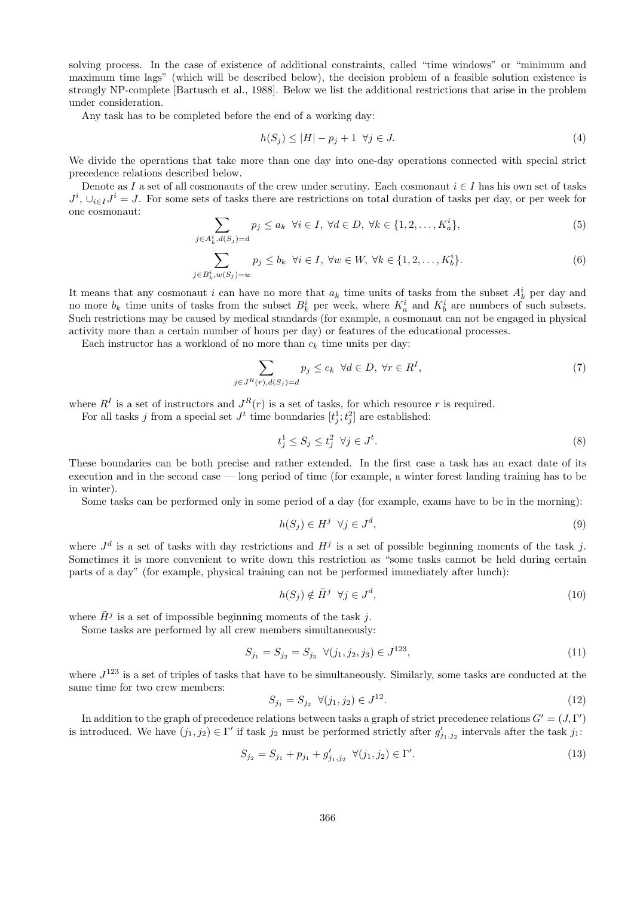solving process. In the case of existence of additional constraints, called "time windows" or "minimum and maximum time lags" (which will be described below), the decision problem of a feasible solution existence is strongly NP-complete [Bartusch et al., 1988]. Below we list the additional restrictions that arise in the problem under consideration.

Any task has to be completed before the end of a working day:

$$h(S_j) \le |H| - p_j + 1 \;\; \forall j \in J. \tag{4}$$

We divide the operations that take more than one day into one-day operations connected with special strict precedence relations described below.

Denote as $I$ a set of all cosmonauts of the crew under scrutiny. Each cosmonaut $i \in I$ has his own set of tasks $J^i$, $\cup_{i \in I} J^i = J$. For some sets of tasks there are restrictions on total duration of tasks per day, or per week for one cosmonaut:

$$\sum_{j \in A_k^i, d(S_j)=d} p_j \le a_k \;\; \forall i \in I, \; \forall d \in D, \; \forall k \in \{1, 2, \ldots, K_a^i\}, \tag{5}$$

$$\sum_{j \in B_k^i, w(S_j)=w} p_j \le b_k \;\; \forall i \in I, \; \forall w \in W, \; \forall k \in \{1, 2, \ldots, K_b^i\}. \tag{6}$$

It means that any cosmonaut $i$ can have no more that $a_k$ time units of tasks from the subset $A_k^i$ per day and no more $b_k$ time units of tasks from the subset $B_k^i$ per week, where $K_a^i$ and $K_b^i$ are numbers of such subsets. Such restrictions may be caused by medical standards (for example, a cosmonaut can not be engaged in physical activity more than a certain number of hours per day) or features of the educational processes.

Each instructor has a workload of no more than $c_k$ time units per day:

$$\sum_{j \in J^R(r), d(S_j)=d} p_j \le c_k \;\; \forall d \in D, \; \forall r \in R^I, \tag{7}$$

where $R^I$ is a set of instructors and $J^R(r)$ is a set of tasks, for which resource $r$ is required.

For all tasks $j$ from a special set $J^t$ time boundaries $[t_j^1; t_j^2]$ are established:

$$t_j^1 \le S_j \le t_j^2 \;\; \forall j \in J^t. \tag{8}$$

These boundaries can be both precise and rather extended. In the first case a task has an exact date of its execution and in the second case — long period of time (for example, a winter forest landing training has to be in winter).

Some tasks can be performed only in some period of a day (for example, exams have to be in the morning):

$$h(S_j) \in H^j \;\; \forall j \in J^d, \tag{9}$$

where $J^d$ is a set of tasks with day restrictions and $H^j$ is a set of possible beginning moments of the task $j$. Sometimes it is more convenient to write down this restriction as "some tasks cannot be held during certain parts of a day" (for example, physical training can not be performed immediately after lunch):

$$h(S_j) \notin \bar{H}^j \;\; \forall j \in J^d, \tag{10}$$

where $\bar{H}^j$ is a set of impossible beginning moments of the task $j$.

Some tasks are performed by all crew members simultaneously:

$$S_{j_1} = S_{j_2} = S_{j_3} \;\; \forall (j_1, j_2, j_3) \in J^{123}, \tag{11}$$

where $J^{123}$ is a set of triples of tasks that have to be simultaneously. Similarly, some tasks are conducted at the same time for two crew members:

$$S_{j_1} = S_{j_2} \;\; \forall (j_1, j_2) \in J^{12}. \tag{12}$$

In addition to the graph of precedence relations between tasks a graph of strict precedence relations $G' = (J, \Gamma')$ is introduced. We have $(j_1, j_2) \in \Gamma'$ if task $j_2$ must be performed strictly after $g'_{j_1, j_2}$ intervals after the task $j_1$:

$$S_{j_2} = S_{j_1} + p_{j_1} + g'_{j_1, j_2} \;\; \forall (j_1, j_2) \in \Gamma'. \tag{13}$$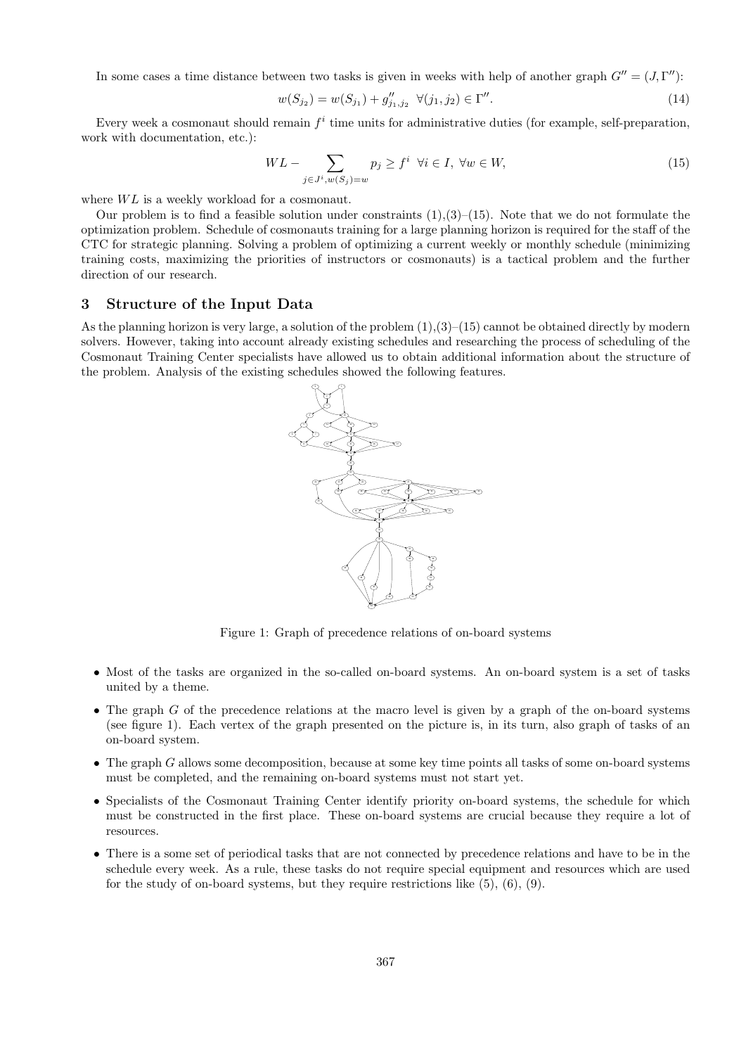In some cases a time distance between two tasks is given in weeks with help of another graph $G'' = (J, \Gamma'')$:

$$w(S_{j_2}) = w(S_{j_1}) + g''_{j_1,j_2} \ \ \forall (j_1, j_2) \in \Gamma''. \tag{14}$$

Every week a cosmonaut should remain $f^i$ time units for administrative duties (for example, self-preparation, work with documentation, etc.):

$$WL - \sum_{j \in J^i, w(S_j) = w} p_j \geq f^i \ \ \forall i \in I, \ \forall w \in W, \tag{15}$$

where $WL$ is a weekly workload for a cosmonaut.

Our problem is to find a feasible solution under constraints (1),(3)–(15). Note that we do not formulate the optimization problem. Schedule of cosmonauts training for a large planning horizon is required for the staff of the CTC for strategic planning. Solving a problem of optimizing a current weekly or monthly schedule (minimizing training costs, maximizing the priorities of instructors or cosmonauts) is a tactical problem and the further direction of our research.

## 3 Structure of the Input Data

As the planning horizon is very large, a solution of the problem (1),(3)–(15) cannot be obtained directly by modern solvers. However, taking into account already existing schedules and researching the process of scheduling of the Cosmonaut Training Center specialists have allowed us to obtain additional information about the structure of the problem. Analysis of the existing schedules showed the following features.

Figure 1: Graph of precedence relations of on-board systems

- Most of the tasks are organized in the so-called on-board systems. An on-board system is a set of tasks united by a theme.
- The graph $G$ of the precedence relations at the macro level is given by a graph of the on-board systems (see figure 1). Each vertex of the graph presented on the picture is, in its turn, also graph of tasks of an on-board system.
- The graph $G$ allows some decomposition, because at some key time points all tasks of some on-board systems must be completed, and the remaining on-board systems must not start yet.
- Specialists of the Cosmonaut Training Center identify priority on-board systems, the schedule for which must be constructed in the first place. These on-board systems are crucial because they require a lot of resources.
- There is a some set of periodical tasks that are not connected by precedence relations and have to be in the schedule every week. As a rule, these tasks do not require special equipment and resources which are used for the study of on-board systems, but they require restrictions like (5), (6), (9).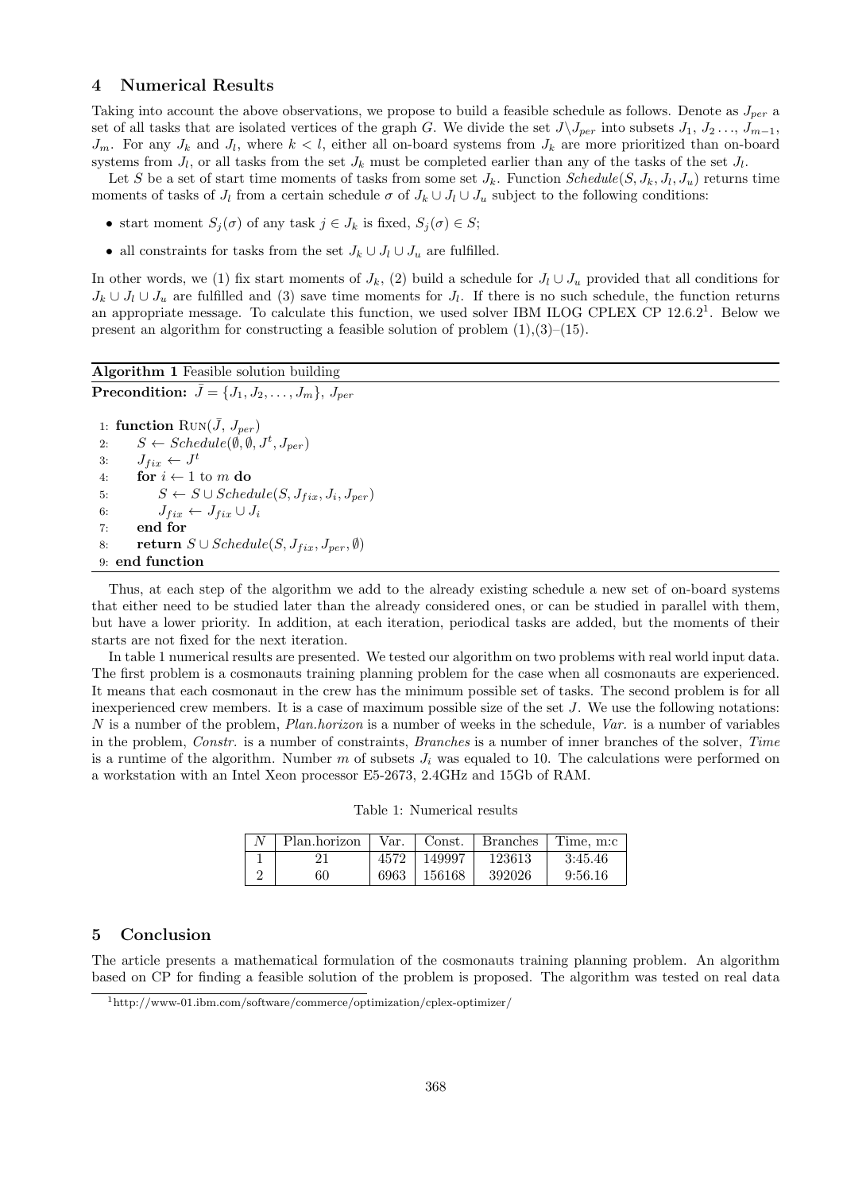## 4 Numerical Results

Taking into account the above observations, we propose to build a feasible schedule as follows. Denote as $J_{per}$ a set of all tasks that are isolated vertices of the graph $G$. We divide the set $J \backslash J_{per}$ into subsets $J_1, J_2 \ldots, J_{m-1}, J_m$. For any $J_k$ and $J_l$, where $k < l$, either all on-board systems from $J_k$ are more prioritized than on-board systems from $J_l$, or all tasks from the set $J_k$ must be completed earlier than any of the tasks of the set $J_l$.

Let $S$ be a set of start time moments of tasks from some set $J_k$. Function $Schedule(S, J_k, J_l, J_u)$ returns time moments of tasks of $J_l$ from a certain schedule $\sigma$ of $J_k \cup J_l \cup J_u$ subject to the following conditions:

- start moment $S_j(\sigma)$ of any task $j \in J_k$ is fixed, $S_j(\sigma) \in S$;
- all constraints for tasks from the set $J_k \cup J_l \cup J_u$ are fulfilled.

In other words, we (1) fix start moments of $J_k$, (2) build a schedule for $J_l \cup J_u$ provided that all conditions for $J_k \cup J_l \cup J_u$ are fulfilled and (3) save time moments for $J_l$. If there is no such schedule, the function returns an appropriate message. To calculate this function, we used solver IBM ILOG CPLEX CP 12.6.2[1]. Below we present an algorithm for constructing a feasible solution of problem (1),(3)–(15).

**Algorithm 1** Feasible solution building

**Precondition:** $\bar{J} = \{J_1, J_2, \ldots, J_m\}$, $J_{per}$

```
1: function Run(J̄, J_per)
2:     S ← Schedule(∅, ∅, J^t, J_per)
3:     J_fix ← J^t
4:     for i ← 1 to m do
5:         S ← S ∪ Schedule(S, J_fix, J_i, J_per)
6:         J_fix ← J_fix ∪ J_i
7:     end for
8:     return S ∪ Schedule(S, J_fix, J_per, ∅)
9: end function
```

Thus, at each step of the algorithm we add to the already existing schedule a new set of on-board systems that either need to be studied later than the already considered ones, or can be studied in parallel with them, but have a lower priority. In addition, at each iteration, periodical tasks are added, but the moments of their starts are not fixed for the next iteration.

In table 1 numerical results are presented. We tested our algorithm on two problems with real world input data. The first problem is a cosmonauts training planning problem for the case when all cosmonauts are experienced. It means that each cosmonaut in the crew has the minimum possible set of tasks. The second problem is for all inexperienced crew members. It is a case of maximum possible size of the set $J$. We use the following notations: $N$ is a number of the problem, *Plan.horizon* is a number of weeks in the schedule, *Var.* is a number of variables in the problem, *Constr.* is a number of constraints, *Branches* is a number of inner branches of the solver, *Time* is a runtime of the algorithm. Number $m$ of subsets $J_i$ was equaled to 10. The calculations were performed on a workstation with an Intel Xeon processor E5-2673, 2.4GHz and 15Gb of RAM.

Table 1: Numerical results

| $N$ | Plan.horizon | Var. | Const. | Branches | Time, m:c |
|---|---|---|---|---|---|
| 1 | 21 | 4572 | 149997 | 123613 | 3:45.46 |
| 2 | 60 | 6963 | 156168 | 392026 | 9:56.16 |

## 5 Conclusion

The article presents a mathematical formulation of the cosmonauts training planning problem. An algorithm based on CP for finding a feasible solution of the problem is proposed. The algorithm was tested on real data

[1] http://www-01.ibm.com/software/commerce/optimization/cplex-optimizer/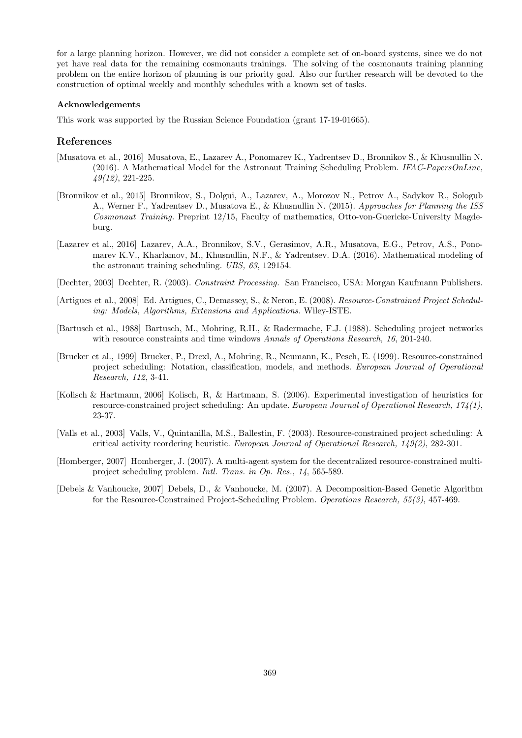for a large planning horizon. However, we did not consider a complete set of on-board systems, since we do not yet have real data for the remaining cosmonauts trainings. The solving of the cosmonauts training planning problem on the entire horizon of planning is our priority goal. Also our further research will be devoted to the construction of optimal weekly and monthly schedules with a known set of tasks.

#### Acknowledgements

This work was supported by the Russian Science Foundation (grant 17-19-01665).

## References

[Musatova et al., 2016] Musatova, E., Lazarev A., Ponomarev K., Yadrentsev D., Bronnikov S., & Khusnullin N. (2016). A Mathematical Model for the Astronaut Training Scheduling Problem. *IFAC-PapersOnLine, 49(12)*, 221-225.

[Bronnikov et al., 2015] Bronnikov, S., Dolgui, A., Lazarev, A., Morozov N., Petrov A., Sadykov R., Sologub A., Werner F., Yadrentsev D., Musatova E., & Khusnullin N. (2015). *Approaches for Planning the ISS Cosmonaut Training.* Preprint 12/15, Faculty of mathematics, Otto-von-Guericke-University Magdeburg.

[Lazarev et al., 2016] Lazarev, A.A., Bronnikov, S.V., Gerasimov, A.R., Musatova, E.G., Petrov, A.S., Ponomarev K.V., Kharlamov, M., Khusnullin, N.F., & Yadrentsev. D.A. (2016). Mathematical modeling of the astronaut training scheduling. *UBS, 63*, 129154.

[Dechter, 2003] Dechter, R. (2003). *Constraint Processing.* San Francisco, USA: Morgan Kaufmann Publishers.

[Artigues et al., 2008] Ed. Artigues, C., Demassey, S., & Neron, E. (2008). *Resource-Constrained Project Scheduling: Models, Algorithms, Extensions and Applications.* Wiley-ISTE.

[Bartusch et al., 1988] Bartusch, M., Mohring, R.H., & Radermache, F.J. (1988). Scheduling project networks with resource constraints and time windows *Annals of Operations Research, 16*, 201-240.

[Brucker et al., 1999] Brucker, P., Drexl, A., Mohring, R., Neumann, K., Pesch, E. (1999). Resource-constrained project scheduling: Notation, classification, models, and methods. *European Journal of Operational Research, 112*, 3-41.

[Kolisch & Hartmann, 2006] Kolisch, R, & Hartmann, S. (2006). Experimental investigation of heuristics for resource-constrained project scheduling: An update. *European Journal of Operational Research, 174(1)*, 23-37.

[Valls et al., 2003] Valls, V., Quintanilla, M.S., Ballestin, F. (2003). Resource-constrained project scheduling: A critical activity reordering heuristic. *European Journal of Operational Research, 149(2)*, 282-301.

[Homberger, 2007] Homberger, J. (2007). A multi-agent system for the decentralized resource-constrained multi-project scheduling problem. *Intl. Trans. in Op. Res., 14*, 565-589.

[Debels & Vanhoucke, 2007] Debels, D., & Vanhoucke, M. (2007). A Decomposition-Based Genetic Algorithm for the Resource-Constrained Project-Scheduling Problem. *Operations Research, 55(3)*, 457-469.